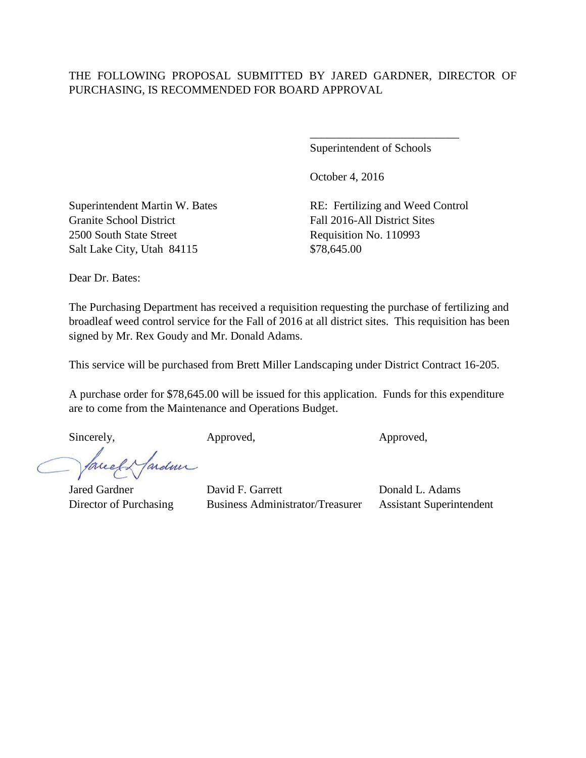THE FOLLOWING PROPOSAL SUBMITTED BY JARED GARDNER, DIRECTOR OF PURCHASING, IS RECOMMENDED FOR BOARD APPROVAL

\_\_\_\_\_\_\_\_\_\_\_\_\_\_\_\_\_\_\_\_\_\_\_\_\_\_
Superintendent of Schools

October 4, 2016

Superintendent Martin W. Bates
Granite School District
2500 South State Street
Salt Lake City, Utah 84115

RE: Fertilizing and Weed Control
Fall 2016-All District Sites
Requisition No. 110993
$78,645.00

Dear Dr. Bates:

The Purchasing Department has received a requisition requesting the purchase of fertilizing and broadleaf weed control service for the Fall of 2016 at all district sites. This requisition has been signed by Mr. Rex Goudy and Mr. Donald Adams.

This service will be purchased from Brett Miller Landscaping under District Contract 16-205.

A purchase order for $78,645.00 will be issued for this application. Funds for this expenditure are to come from the Maintenance and Operations Budget.

| Sincerely, | Approved, | Approved, |
| --- | --- | --- |
| Jared Gardner | David F. Garrett | Donald L. Adams |
| Director of Purchasing | Business Administrator/Treasurer | Assistant Superintendent |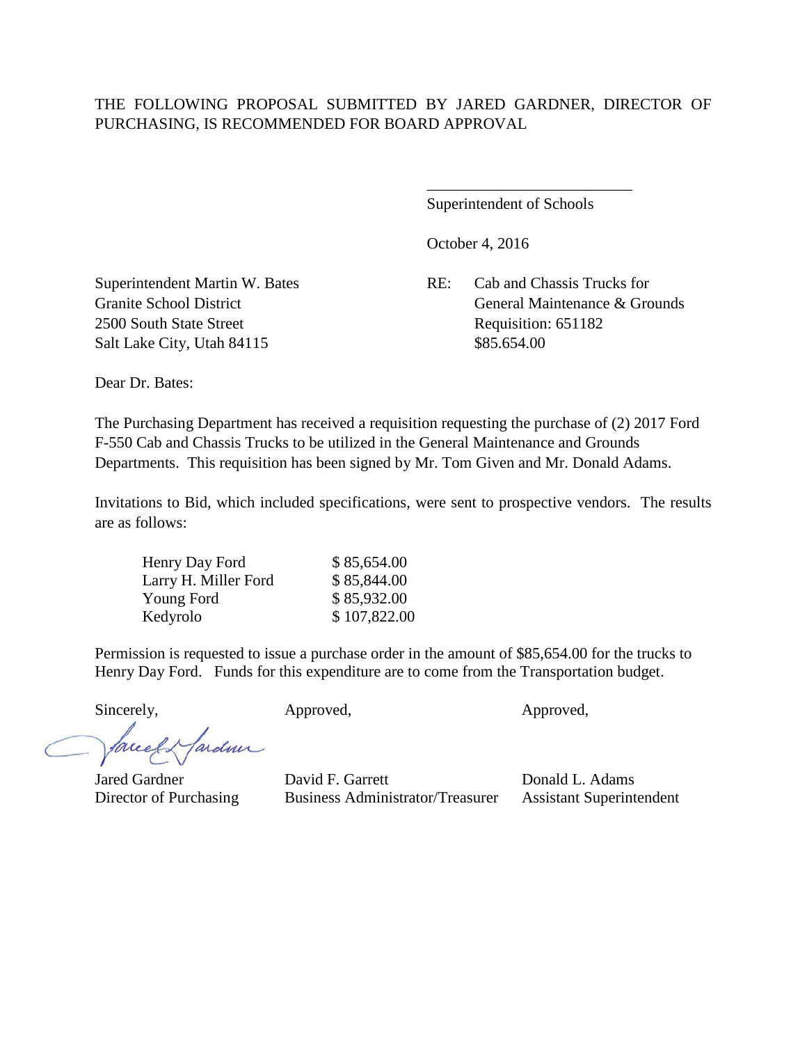THE FOLLOWING PROPOSAL SUBMITTED BY JARED GARDNER, DIRECTOR OF PURCHASING, IS RECOMMENDED FOR BOARD APPROVAL

\_\_\_\_\_\_\_\_\_\_\_\_\_\_\_\_\_\_\_\_\_\_\_\_\_\_
Superintendent of Schools

October 4, 2016

Superintendent Martin W. Bates
Granite School District
2500 South State Street
Salt Lake City, Utah 84115

RE: Cab and Chassis Trucks for General Maintenance & Grounds
Requisition: 651182
$85.654.00

Dear Dr. Bates:

The Purchasing Department has received a requisition requesting the purchase of (2) 2017 Ford F-550 Cab and Chassis Trucks to be utilized in the General Maintenance and Grounds Departments. This requisition has been signed by Mr. Tom Given and Mr. Donald Adams.

Invitations to Bid, which included specifications, were sent to prospective vendors. The results are as follows:

| Vendor | Amount |
|---|---|
| Henry Day Ford | $ 85,654.00 |
| Larry H. Miller Ford | $ 85,844.00 |
| Young Ford | $ 85,932.00 |
| Kedyrolo | $ 107,822.00 |

Permission is requested to issue a purchase order in the amount of $85,654.00 for the trucks to Henry Day Ford. Funds for this expenditure are to come from the Transportation budget.

| Sincerely, | Approved, | Approved, |
|---|---|---|
| Jared Gardner | David F. Garrett | Donald L. Adams |
| Director of Purchasing | Business Administrator/Treasurer | Assistant Superintendent |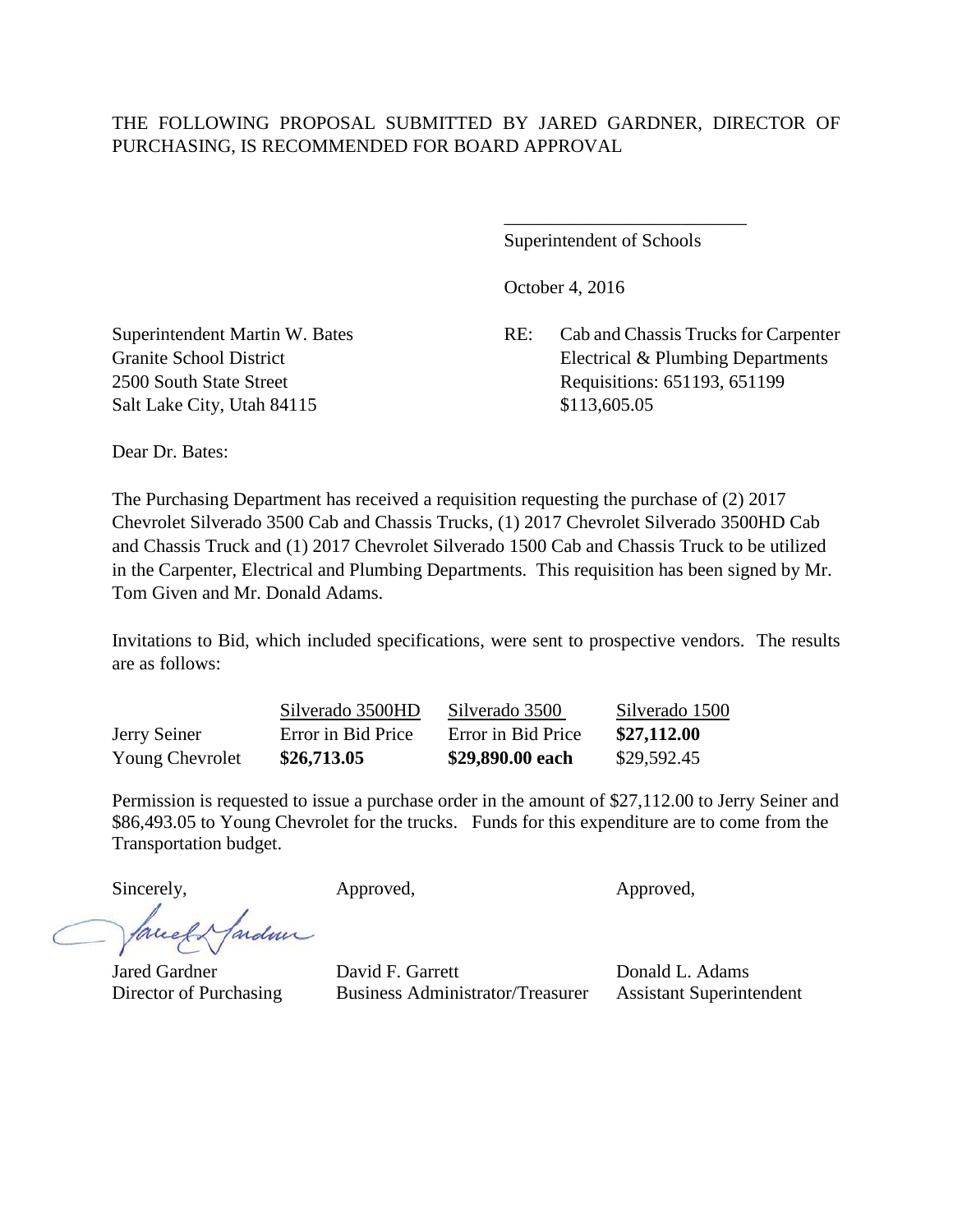THE FOLLOWING PROPOSAL SUBMITTED BY JARED GARDNER, DIRECTOR OF PURCHASING, IS RECOMMENDED FOR BOARD APPROVAL

\_\_\_\_\_\_\_\_\_\_\_\_\_\_\_\_\_\_\_\_\_\_\_\_\_\_
Superintendent of Schools

October 4, 2016

Superintendent Martin W. Bates
Granite School District
2500 South State Street
Salt Lake City, Utah 84115

RE: Cab and Chassis Trucks for Carpenter Electrical & Plumbing Departments
Requisitions: 651193, 651199
$113,605.05

Dear Dr. Bates:

The Purchasing Department has received a requisition requesting the purchase of (2) 2017 Chevrolet Silverado 3500 Cab and Chassis Trucks, (1) 2017 Chevrolet Silverado 3500HD Cab and Chassis Truck and (1) 2017 Chevrolet Silverado 1500 Cab and Chassis Truck to be utilized in the Carpenter, Electrical and Plumbing Departments. This requisition has been signed by Mr. Tom Given and Mr. Donald Adams.

Invitations to Bid, which included specifications, were sent to prospective vendors. The results are as follows:

| | Silverado 3500HD | Silverado 3500 | Silverado 1500 |
|---|---|---|---|
| Jerry Seiner | Error in Bid Price | Error in Bid Price | **$27,112.00** |
| Young Chevrolet | **$26,713.05** | **$29,890.00 each** | $29,592.45 |

Permission is requested to issue a purchase order in the amount of $27,112.00 to Jerry Seiner and $86,493.05 to Young Chevrolet for the trucks. Funds for this expenditure are to come from the Transportation budget.

Sincerely,

Jared Gardner
Director of Purchasing

Approved,

David F. Garrett
Business Administrator/Treasurer

Approved,

Donald L. Adams
Assistant Superintendent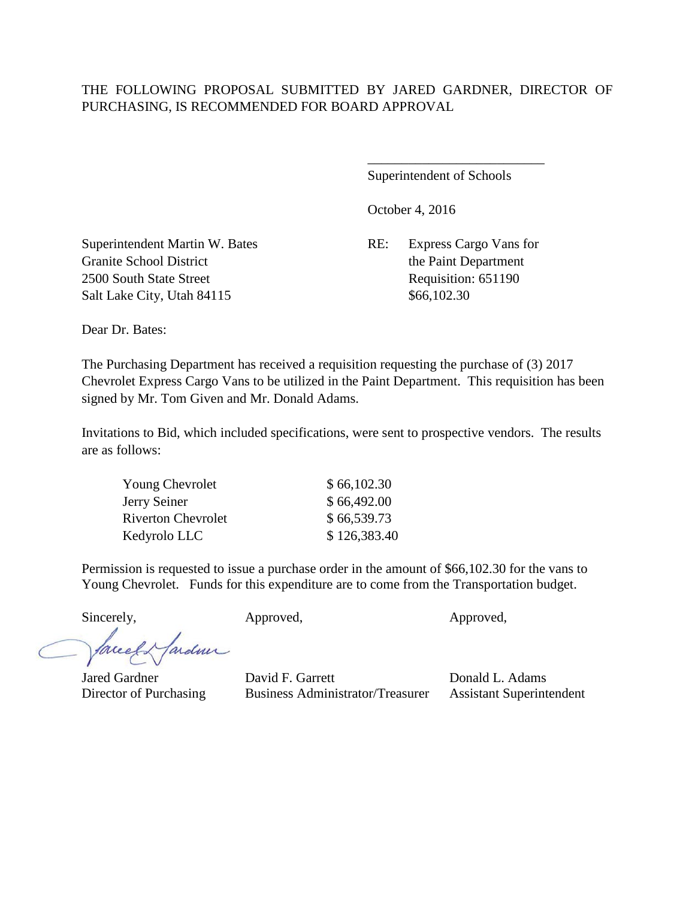THE FOLLOWING PROPOSAL SUBMITTED BY JARED GARDNER, DIRECTOR OF PURCHASING, IS RECOMMENDED FOR BOARD APPROVAL

\_\_\_\_\_\_\_\_\_\_\_\_\_\_\_\_\_\_\_\_\_\_\_\_\_\_
Superintendent of Schools

October 4, 2016

Superintendent Martin W. Bates
Granite School District
2500 South State Street
Salt Lake City, Utah 84115

RE: Express Cargo Vans for the Paint Department
Requisition: 651190
$66,102.30

Dear Dr. Bates:

The Purchasing Department has received a requisition requesting the purchase of (3) 2017 Chevrolet Express Cargo Vans to be utilized in the Paint Department. This requisition has been signed by Mr. Tom Given and Mr. Donald Adams.

Invitations to Bid, which included specifications, were sent to prospective vendors. The results are as follows:

| | |
|---|---|
| Young Chevrolet | $ 66,102.30 |
| Jerry Seiner | $ 66,492.00 |
| Riverton Chevrolet | $ 66,539.73 |
| Kedyrolo LLC | $ 126,383.40 |

Permission is requested to issue a purchase order in the amount of $66,102.30 for the vans to Young Chevrolet. Funds for this expenditure are to come from the Transportation budget.

| Sincerely, | Approved, | Approved, |
|---|---|---|
| Jared Gardner | David F. Garrett | Donald L. Adams |
| Director of Purchasing | Business Administrator/Treasurer | Assistant Superintendent |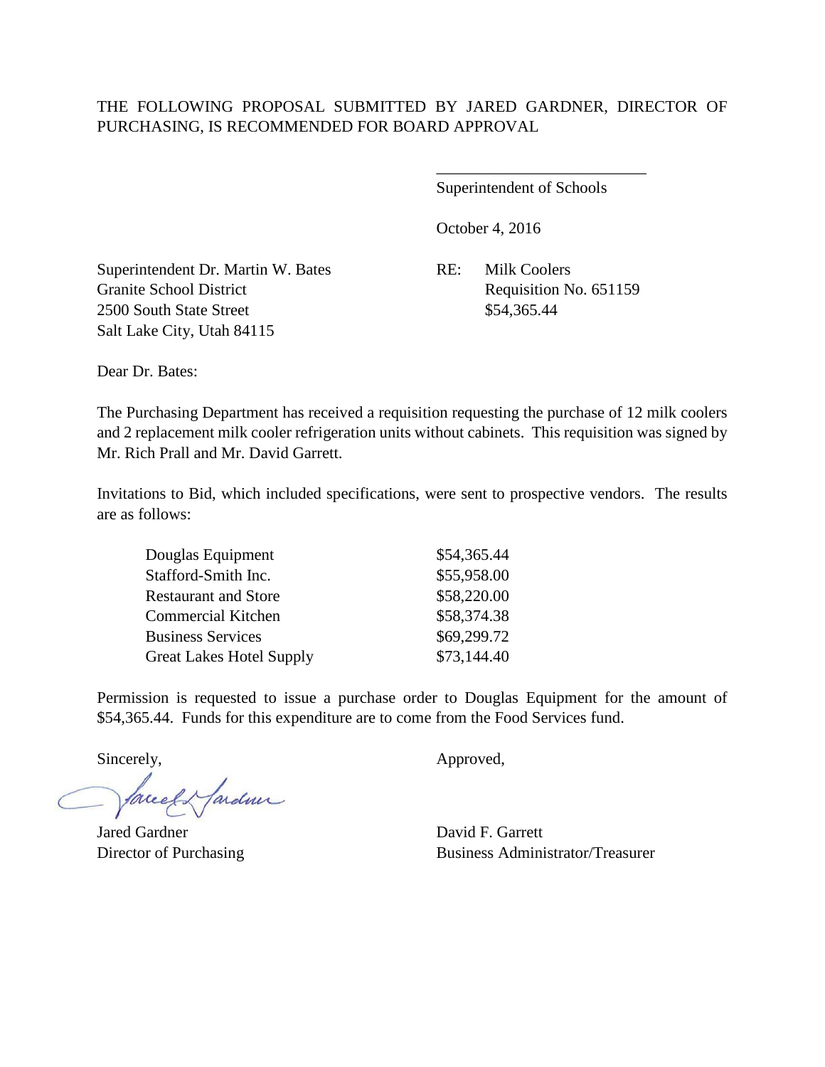THE FOLLOWING PROPOSAL SUBMITTED BY JARED GARDNER, DIRECTOR OF PURCHASING, IS RECOMMENDED FOR BOARD APPROVAL

\_\_\_\_\_\_\_\_\_\_\_\_\_\_\_\_\_\_\_\_\_\_\_\_\_\_\_
Superintendent of Schools

October 4, 2016

Superintendent Dr. Martin W. Bates
Granite School District
2500 South State Street
Salt Lake City, Utah 84115

RE: Milk Coolers
Requisition No. 651159
$54,365.44

Dear Dr. Bates:

The Purchasing Department has received a requisition requesting the purchase of 12 milk coolers and 2 replacement milk cooler refrigeration units without cabinets. This requisition was signed by Mr. Rich Prall and Mr. David Garrett.

Invitations to Bid, which included specifications, were sent to prospective vendors. The results are as follows:

| | |
|---|---|
| Douglas Equipment | $54,365.44 |
| Stafford-Smith Inc. | $55,958.00 |
| Restaurant and Store | $58,220.00 |
| Commercial Kitchen | $58,374.38 |
| Business Services | $69,299.72 |
| Great Lakes Hotel Supply | $73,144.40 |

Permission is requested to issue a purchase order to Douglas Equipment for the amount of $54,365.44. Funds for this expenditure are to come from the Food Services fund.

Sincerely,

Jared Gardner
Director of Purchasing

Approved,

David F. Garrett
Business Administrator/Treasurer